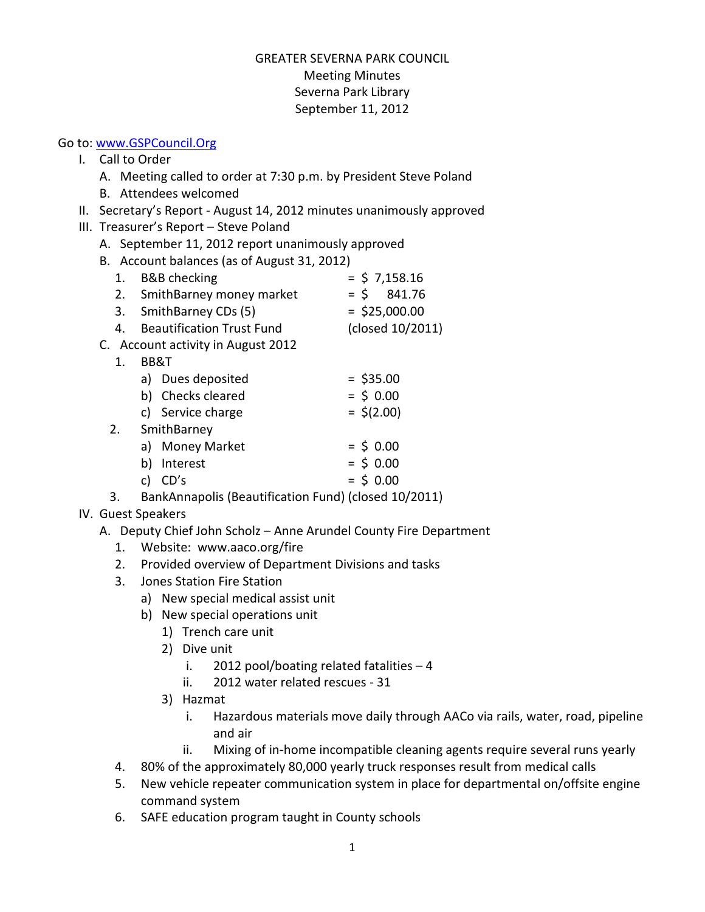# GREATER SEVERNA PARK COUNCIL

Meeting Minutes
Severna Park Library
September 11, 2012

Go to: www.GSPCouncil.Org

- I. Call to Order
  - A. Meeting called to order at 7:30 p.m. by President Steve Poland
  - B. Attendees welcomed
- II. Secretary's Report - August 14, 2012 minutes unanimously approved
- III. Treasurer's Report – Steve Poland
  - A. September 11, 2012 report unanimously approved
  - B. Account balances (as of August 31, 2012)
    1. B&B checking = $ 7,158.16
    2. SmithBarney money market = $ 841.76
    3. SmithBarney CDs (5) = $25,000.00
    4. Beautification Trust Fund (closed 10/2011)
  - C. Account activity in August 2012
    1. BB&T
       - a) Dues deposited = $35.00
       - b) Checks cleared = $ 0.00
       - c) Service charge = $(2.00)
    2. SmithBarney
       - a) Money Market = $ 0.00
       - b) Interest = $ 0.00
       - c) CD's = $ 0.00
    3. BankAnnapolis (Beautification Fund) (closed 10/2011)
- IV. Guest Speakers
  - A. Deputy Chief John Scholz – Anne Arundel County Fire Department
    1. Website: www.aaco.org/fire
    2. Provided overview of Department Divisions and tasks
    3. Jones Station Fire Station
       - a) New special medical assist unit
       - b) New special operations unit
         - 1) Trench care unit
         - 2) Dive unit
           - i. 2012 pool/boating related fatalities – 4
           - ii. 2012 water related rescues - 31
         - 3) Hazmat
           - i. Hazardous materials move daily through AACo via rails, water, road, pipeline and air
           - ii. Mixing of in-home incompatible cleaning agents require several runs yearly
    4. 80% of the approximately 80,000 yearly truck responses result from medical calls
    5. New vehicle repeater communication system in place for departmental on/offsite engine command system
    6. SAFE education program taught in County schools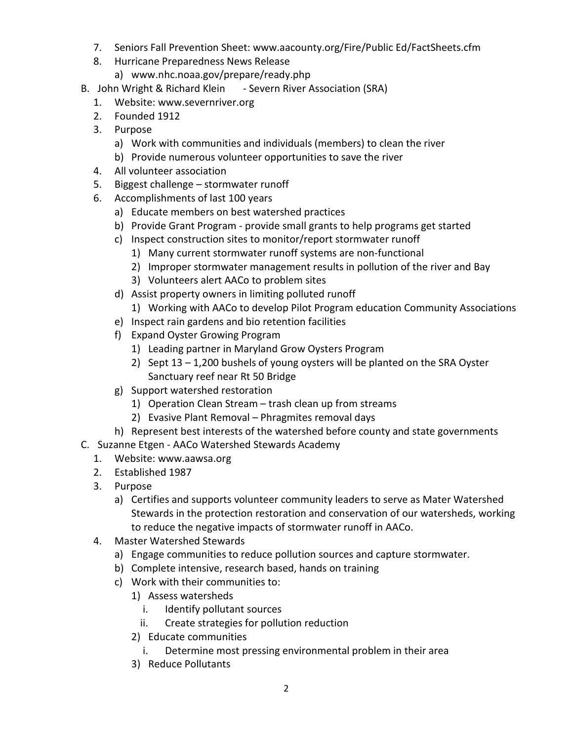7. Seniors Fall Prevention Sheet: www.aacounty.org/Fire/Public Ed/FactSheets.cfm
8. Hurricane Preparedness News Release
   a) www.nhc.noaa.gov/prepare/ready.php

B. John Wright & Richard Klein - Severn River Association (SRA)
   1. Website: www.severnriver.org
   2. Founded 1912
   3. Purpose
      a) Work with communities and individuals (members) to clean the river
      b) Provide numerous volunteer opportunities to save the river
   4. All volunteer association
   5. Biggest challenge – stormwater runoff
   6. Accomplishments of last 100 years
      a) Educate members on best watershed practices
      b) Provide Grant Program - provide small grants to help programs get started
      c) Inspect construction sites to monitor/report stormwater runoff
         1) Many current stormwater runoff systems are non-functional
         2) Improper stormwater management results in pollution of the river and Bay
         3) Volunteers alert AACo to problem sites
      d) Assist property owners in limiting polluted runoff
         1) Working with AACo to develop Pilot Program education Community Associations
      e) Inspect rain gardens and bio retention facilities
      f) Expand Oyster Growing Program
         1) Leading partner in Maryland Grow Oysters Program
         2) Sept 13 – 1,200 bushels of young oysters will be planted on the SRA Oyster Sanctuary reef near Rt 50 Bridge
      g) Support watershed restoration
         1) Operation Clean Stream – trash clean up from streams
         2) Evasive Plant Removal – Phragmites removal days
      h) Represent best interests of the watershed before county and state governments

C. Suzanne Etgen - AACo Watershed Stewards Academy
   1. Website: www.aawsa.org
   2. Established 1987
   3. Purpose
      a) Certifies and supports volunteer community leaders to serve as Mater Watershed Stewards in the protection restoration and conservation of our watersheds, working to reduce the negative impacts of stormwater runoff in AACo.
   4. Master Watershed Stewards
      a) Engage communities to reduce pollution sources and capture stormwater.
      b) Complete intensive, research based, hands on training
      c) Work with their communities to:
         1) Assess watersheds
            i. Identify pollutant sources
            ii. Create strategies for pollution reduction
         2) Educate communities
            i. Determine most pressing environmental problem in their area
         3) Reduce Pollutants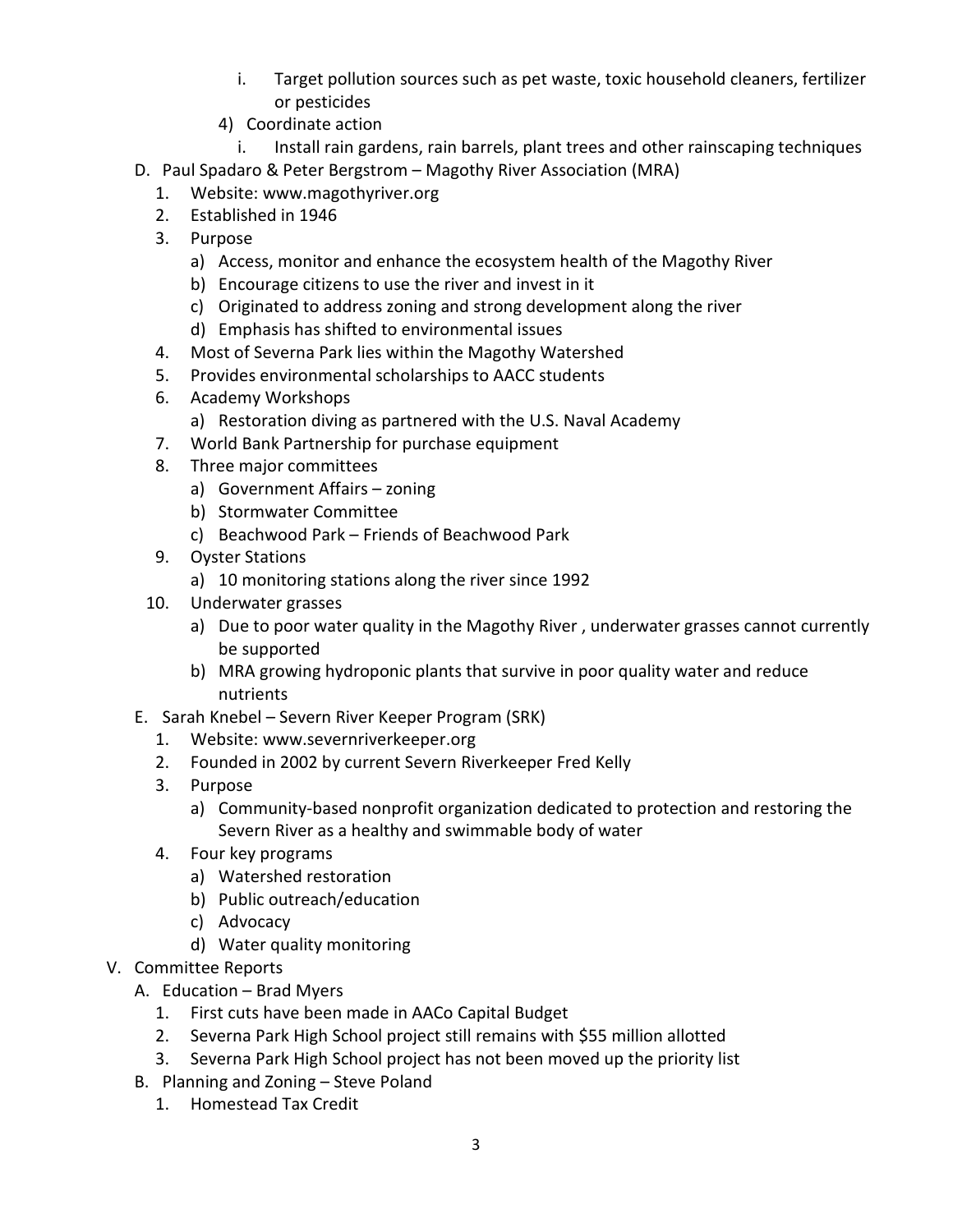i. Target pollution sources such as pet waste, toxic household cleaners, fertilizer or pesticides
      4) Coordinate action
         i. Install rain gardens, rain barrels, plant trees and other rainscaping techniques

D. Paul Spadaro & Peter Bergstrom – Magothy River Association (MRA)
   1. Website: www.magothyriver.org
   2. Established in 1946
   3. Purpose
      a) Access, monitor and enhance the ecosystem health of the Magothy River
      b) Encourage citizens to use the river and invest in it
      c) Originated to address zoning and strong development along the river
      d) Emphasis has shifted to environmental issues
   4. Most of Severna Park lies within the Magothy Watershed
   5. Provides environmental scholarships to AACC students
   6. Academy Workshops
      a) Restoration diving as partnered with the U.S. Naval Academy
   7. World Bank Partnership for purchase equipment
   8. Three major committees
      a) Government Affairs – zoning
      b) Stormwater Committee
      c) Beachwood Park – Friends of Beachwood Park
   9. Oyster Stations
      a) 10 monitoring stations along the river since 1992
   10. Underwater grasses
      a) Due to poor water quality in the Magothy River , underwater grasses cannot currently be supported
      b) MRA growing hydroponic plants that survive in poor quality water and reduce nutrients

E. Sarah Knebel – Severn River Keeper Program (SRK)
   1. Website: www.severnriverkeeper.org
   2. Founded in 2002 by current Severn Riverkeeper Fred Kelly
   3. Purpose
      a) Community-based nonprofit organization dedicated to protection and restoring the Severn River as a healthy and swimmable body of water
   4. Four key programs
      a) Watershed restoration
      b) Public outreach/education
      c) Advocacy
      d) Water quality monitoring

V. Committee Reports
   A. Education – Brad Myers
      1. First cuts have been made in AACo Capital Budget
      2. Severna Park High School project still remains with $55 million allotted
      3. Severna Park High School project has not been moved up the priority list
   B. Planning and Zoning – Steve Poland
      1. Homestead Tax Credit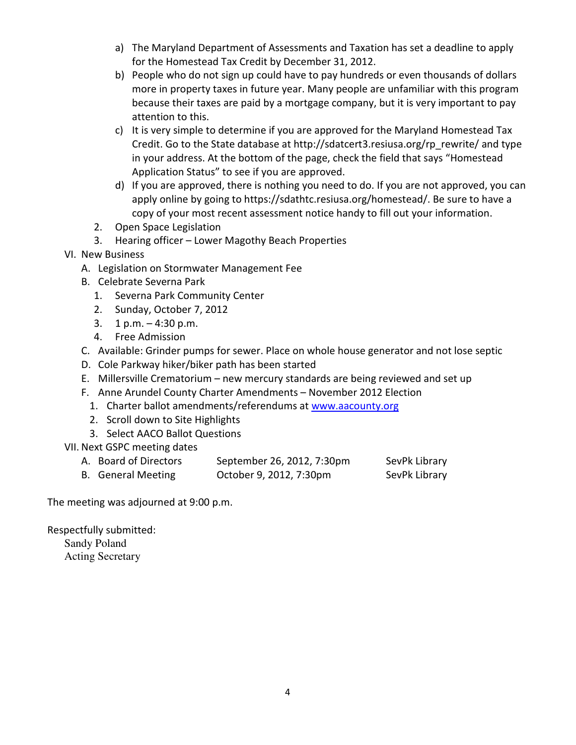a) The Maryland Department of Assessments and Taxation has set a deadline to apply for the Homestead Tax Credit by December 31, 2012.
b) People who do not sign up could have to pay hundreds or even thousands of dollars more in property taxes in future year. Many people are unfamiliar with this program because their taxes are paid by a mortgage company, but it is very important to pay attention to this.
c) It is very simple to determine if you are approved for the Maryland Homestead Tax Credit. Go to the State database at http://sdatcert3.resiusa.org/rp_rewrite/ and type in your address. At the bottom of the page, check the field that says "Homestead Application Status" to see if you are approved.
d) If you are approved, there is nothing you need to do. If you are not approved, you can apply online by going to https://sdathtc.resiusa.org/homestead/. Be sure to have a copy of your most recent assessment notice handy to fill out your information.

2. Open Space Legislation
3. Hearing officer – Lower Magothy Beach Properties

VI. New Business

A. Legislation on Stormwater Management Fee
B. Celebrate Severna Park
   1. Severna Park Community Center
   2. Sunday, October 7, 2012
   3. 1 p.m. – 4:30 p.m.
   4. Free Admission
C. Available: Grinder pumps for sewer. Place on whole house generator and not lose septic
D. Cole Parkway hiker/biker path has been started
E. Millersville Crematorium – new mercury standards are being reviewed and set up
F. Anne Arundel County Charter Amendments – November 2012 Election
   1. Charter ballot amendments/referendums at www.aacounty.org
   2. Scroll down to Site Highlights
   3. Select AACO Ballot Questions

VII. Next GSPC meeting dates

| | | |
|---|---|---|
| A. Board of Directors | September 26, 2012, 7:30pm | SevPk Library |
| B. General Meeting | October 9, 2012, 7:30pm | SevPk Library |

The meeting was adjourned at 9:00 p.m.

Respectfully submitted:
Sandy Poland
Acting Secretary